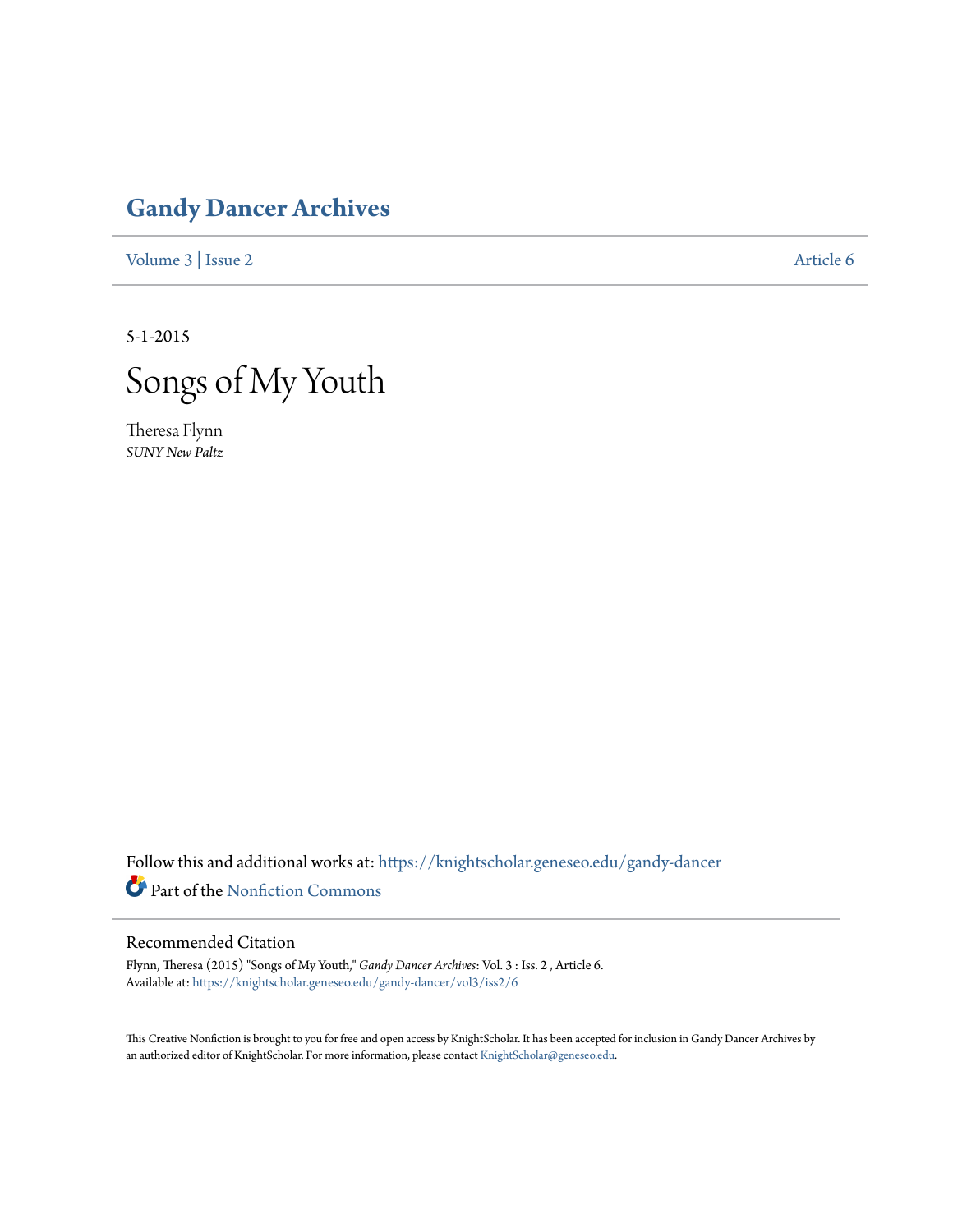# Gandy Dancer Archives

Volume 3 | Issue 2 Article 6

5-1-2015

# Songs of My Youth

Theresa Flynn
*SUNY New Paltz*

Follow this and additional works at: https://knightscholar.geneseo.edu/gandy-dancer

Part of the Nonfiction Commons

## Recommended Citation

Flynn, Theresa (2015) "Songs of My Youth," *Gandy Dancer Archives*: Vol. 3 : Iss. 2 , Article 6.
Available at: https://knightscholar.geneseo.edu/gandy-dancer/vol3/iss2/6

This Creative Nonfiction is brought to you for free and open access by KnightScholar. It has been accepted for inclusion in Gandy Dancer Archives by an authorized editor of KnightScholar. For more information, please contact KnightScholar@geneseo.edu.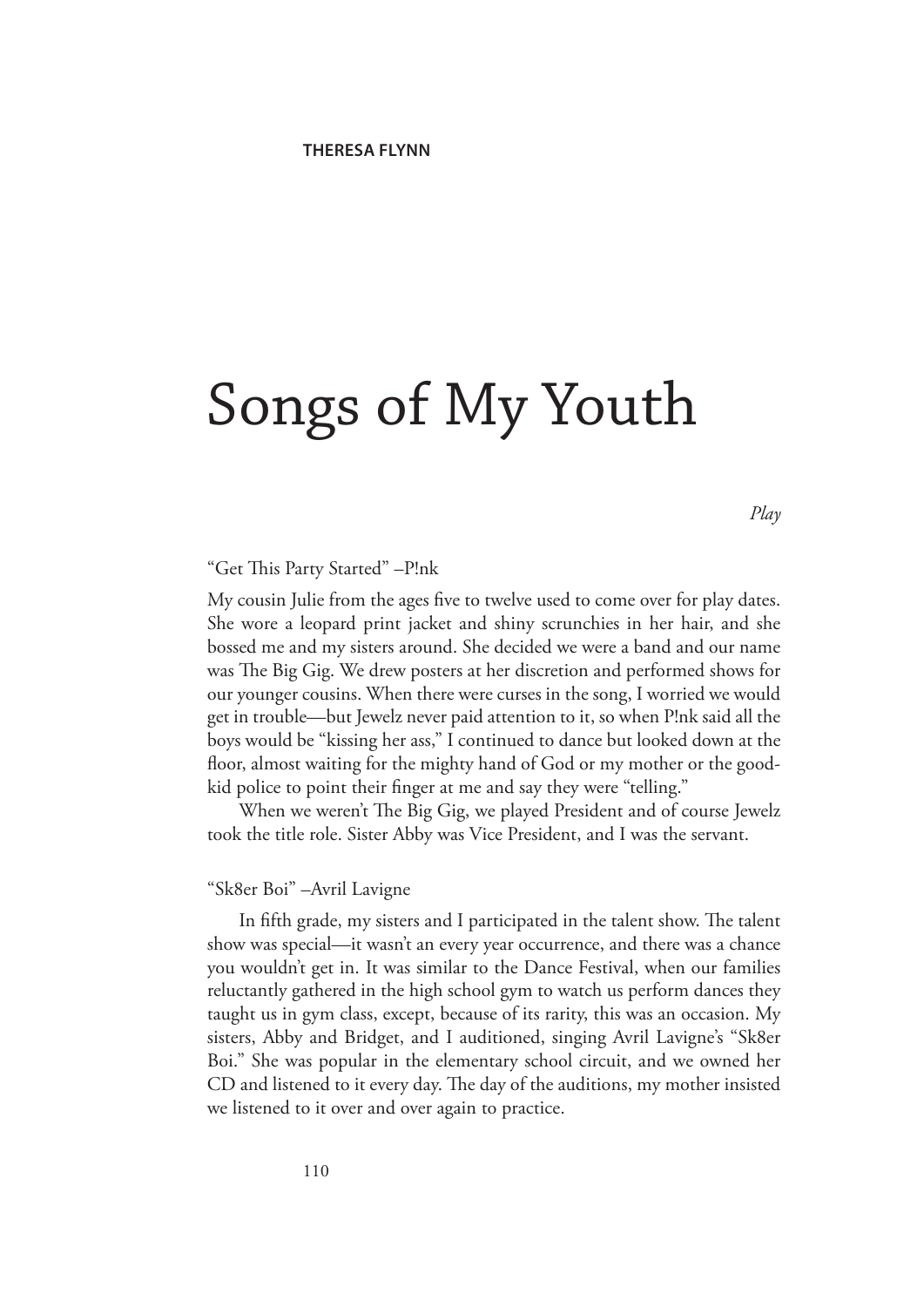THERESA FLYNN

# Songs of My Youth

*Play*

"Get This Party Started" –P!nk

My cousin Julie from the ages five to twelve used to come over for play dates. She wore a leopard print jacket and shiny scrunchies in her hair, and she bossed me and my sisters around. She decided we were a band and our name was The Big Gig. We drew posters at her discretion and performed shows for our younger cousins. When there were curses in the song, I worried we would get in trouble—but Jewelz never paid attention to it, so when P!nk said all the boys would be "kissing her ass," I continued to dance but looked down at the floor, almost waiting for the mighty hand of God or my mother or the good-kid police to point their finger at me and say they were "telling."

When we weren't The Big Gig, we played President and of course Jewelz took the title role. Sister Abby was Vice President, and I was the servant.

"Sk8er Boi" –Avril Lavigne

In fifth grade, my sisters and I participated in the talent show. The talent show was special—it wasn't an every year occurrence, and there was a chance you wouldn't get in. It was similar to the Dance Festival, when our families reluctantly gathered in the high school gym to watch us perform dances they taught us in gym class, except, because of its rarity, this was an occasion. My sisters, Abby and Bridget, and I auditioned, singing Avril Lavigne's "Sk8er Boi." She was popular in the elementary school circuit, and we owned her CD and listened to it every day. The day of the auditions, my mother insisted we listened to it over and over again to practice.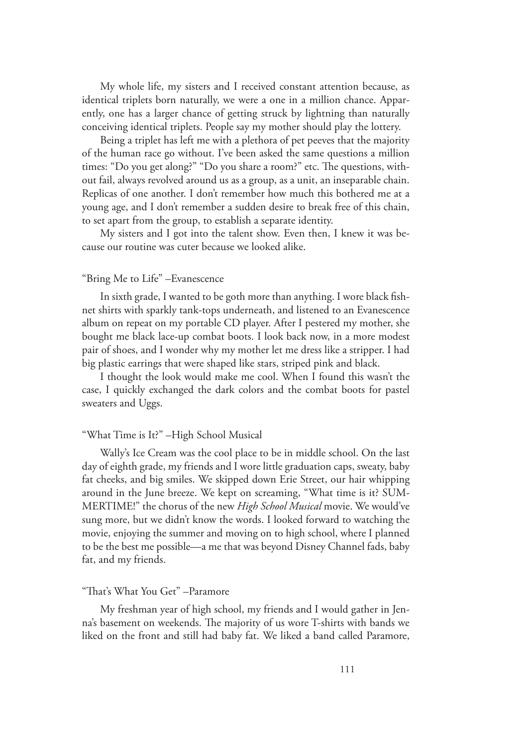My whole life, my sisters and I received constant attention because, as identical triplets born naturally, we were a one in a million chance. Apparently, one has a larger chance of getting struck by lightning than naturally conceiving identical triplets. People say my mother should play the lottery.

Being a triplet has left me with a plethora of pet peeves that the majority of the human race go without. I've been asked the same questions a million times: "Do you get along?" "Do you share a room?" etc. The questions, without fail, always revolved around us as a group, as a unit, an inseparable chain. Replicas of one another. I don't remember how much this bothered me at a young age, and I don't remember a sudden desire to break free of this chain, to set apart from the group, to establish a separate identity.

My sisters and I got into the talent show. Even then, I knew it was because our routine was cuter because we looked alike.

"Bring Me to Life" –Evanescence

In sixth grade, I wanted to be goth more than anything. I wore black fishnet shirts with sparkly tank-tops underneath, and listened to an Evanescence album on repeat on my portable CD player. After I pestered my mother, she bought me black lace-up combat boots. I look back now, in a more modest pair of shoes, and I wonder why my mother let me dress like a stripper. I had big plastic earrings that were shaped like stars, striped pink and black.

I thought the look would make me cool. When I found this wasn't the case, I quickly exchanged the dark colors and the combat boots for pastel sweaters and Uggs.

"What Time is It?" –High School Musical

Wally's Ice Cream was the cool place to be in middle school. On the last day of eighth grade, my friends and I wore little graduation caps, sweaty, baby fat cheeks, and big smiles. We skipped down Erie Street, our hair whipping around in the June breeze. We kept on screaming, "What time is it? SUMMERTIME!" the chorus of the new *High School Musical* movie. We would've sung more, but we didn't know the words. I looked forward to watching the movie, enjoying the summer and moving on to high school, where I planned to be the best me possible—a me that was beyond Disney Channel fads, baby fat, and my friends.

"That's What You Get" –Paramore

My freshman year of high school, my friends and I would gather in Jenna's basement on weekends. The majority of us wore T-shirts with bands we liked on the front and still had baby fat. We liked a band called Paramore,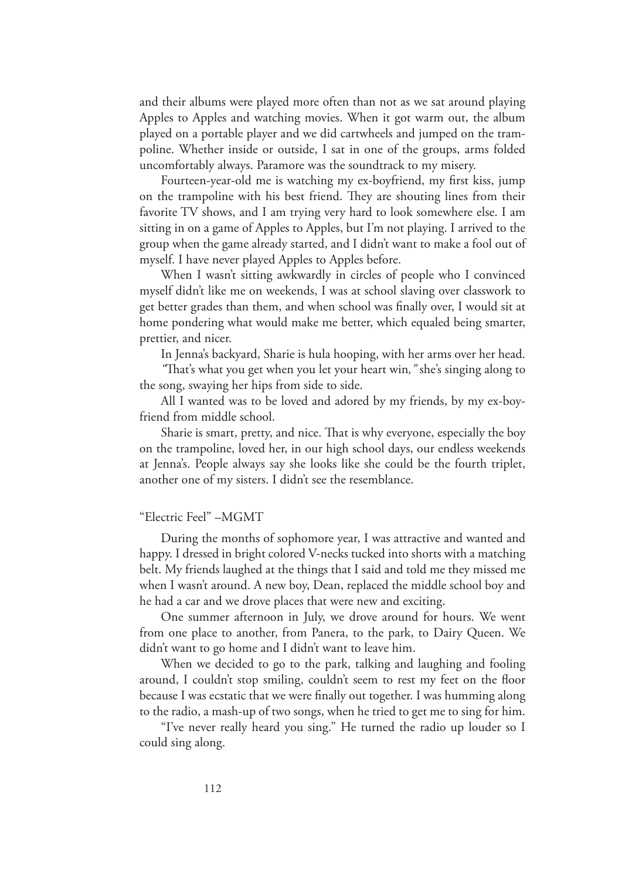and their albums were played more often than not as we sat around playing Apples to Apples and watching movies. When it got warm out, the album played on a portable player and we did cartwheels and jumped on the trampoline. Whether inside or outside, I sat in one of the groups, arms folded uncomfortably always. Paramore was the soundtrack to my misery.

Fourteen-year-old me is watching my ex-boyfriend, my first kiss, jump on the trampoline with his best friend. They are shouting lines from their favorite TV shows, and I am trying very hard to look somewhere else. I am sitting in on a game of Apples to Apples, but I'm not playing. I arrived to the group when the game already started, and I didn't want to make a fool out of myself. I have never played Apples to Apples before.

When I wasn't sitting awkwardly in circles of people who I convinced myself didn't like me on weekends, I was at school slaving over classwork to get better grades than them, and when school was finally over, I would sit at home pondering what would make me better, which equaled being smarter, prettier, and nicer.

In Jenna's backyard, Sharie is hula hooping, with her arms over her head.

*"That's what you get when you let your heart win,"* she's singing along to the song, swaying her hips from side to side.

All I wanted was to be loved and adored by my friends, by my ex-boyfriend from middle school.

Sharie is smart, pretty, and nice. That is why everyone, especially the boy on the trampoline, loved her, in our high school days, our endless weekends at Jenna's. People always say she looks like she could be the fourth triplet, another one of my sisters. I didn't see the resemblance.

"Electric Feel" –MGMT

During the months of sophomore year, I was attractive and wanted and happy. I dressed in bright colored V-necks tucked into shorts with a matching belt. My friends laughed at the things that I said and told me they missed me when I wasn't around. A new boy, Dean, replaced the middle school boy and he had a car and we drove places that were new and exciting.

One summer afternoon in July, we drove around for hours. We went from one place to another, from Panera, to the park, to Dairy Queen. We didn't want to go home and I didn't want to leave him.

When we decided to go to the park, talking and laughing and fooling around, I couldn't stop smiling, couldn't seem to rest my feet on the floor because I was ecstatic that we were finally out together. I was humming along to the radio, a mash-up of two songs, when he tried to get me to sing for him.

"I've never really heard you sing." He turned the radio up louder so I could sing along.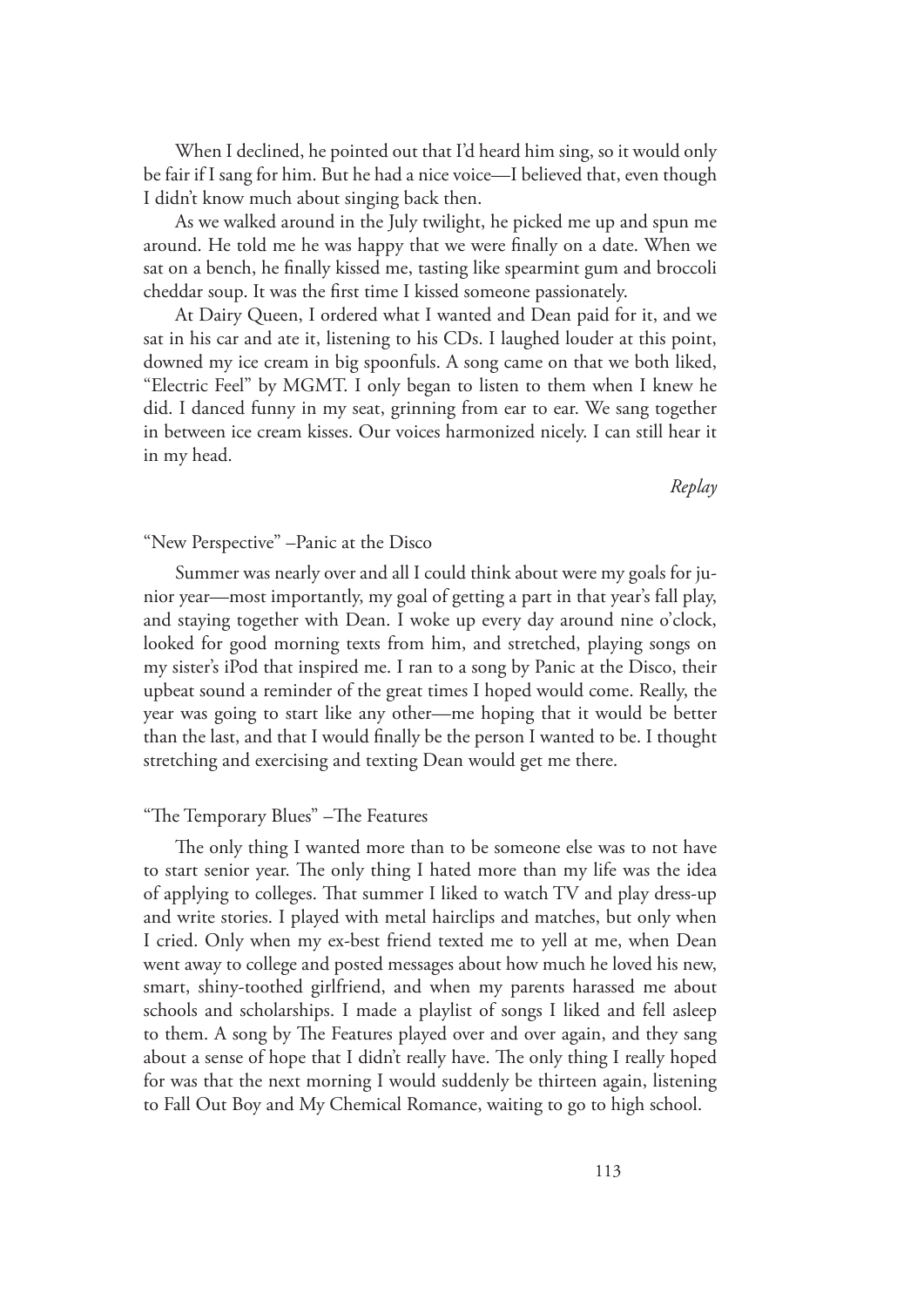When I declined, he pointed out that I'd heard him sing, so it would only be fair if I sang for him. But he had a nice voice—I believed that, even though I didn't know much about singing back then.

As we walked around in the July twilight, he picked me up and spun me around. He told me he was happy that we were finally on a date. When we sat on a bench, he finally kissed me, tasting like spearmint gum and broccoli cheddar soup. It was the first time I kissed someone passionately.

At Dairy Queen, I ordered what I wanted and Dean paid for it, and we sat in his car and ate it, listening to his CDs. I laughed louder at this point, downed my ice cream in big spoonfuls. A song came on that we both liked, "Electric Feel" by MGMT. I only began to listen to them when I knew he did. I danced funny in my seat, grinning from ear to ear. We sang together in between ice cream kisses. Our voices harmonized nicely. I can still hear it in my head.

*Replay*

"New Perspective" –Panic at the Disco

Summer was nearly over and all I could think about were my goals for junior year—most importantly, my goal of getting a part in that year's fall play, and staying together with Dean. I woke up every day around nine o'clock, looked for good morning texts from him, and stretched, playing songs on my sister's iPod that inspired me. I ran to a song by Panic at the Disco, their upbeat sound a reminder of the great times I hoped would come. Really, the year was going to start like any other—me hoping that it would be better than the last, and that I would finally be the person I wanted to be. I thought stretching and exercising and texting Dean would get me there.

"The Temporary Blues" –The Features

The only thing I wanted more than to be someone else was to not have to start senior year. The only thing I hated more than my life was the idea of applying to colleges. That summer I liked to watch TV and play dress-up and write stories. I played with metal hairclips and matches, but only when I cried. Only when my ex-best friend texted me to yell at me, when Dean went away to college and posted messages about how much he loved his new, smart, shiny-toothed girlfriend, and when my parents harassed me about schools and scholarships. I made a playlist of songs I liked and fell asleep to them. A song by The Features played over and over again, and they sang about a sense of hope that I didn't really have. The only thing I really hoped for was that the next morning I would suddenly be thirteen again, listening to Fall Out Boy and My Chemical Romance, waiting to go to high school.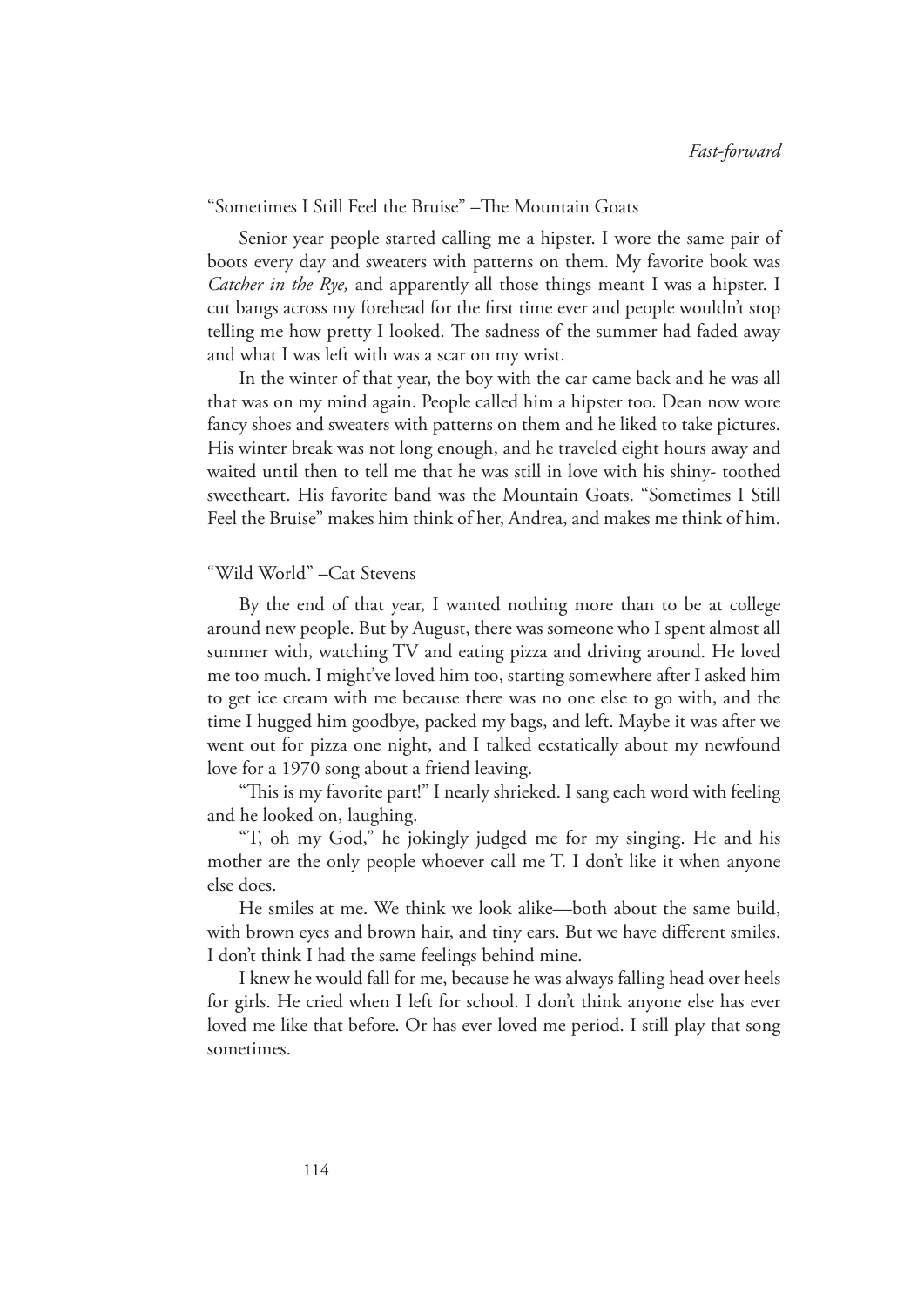"Sometimes I Still Feel the Bruise" –The Mountain Goats

Senior year people started calling me a hipster. I wore the same pair of boots every day and sweaters with patterns on them. My favorite book was *Catcher in the Rye,* and apparently all those things meant I was a hipster. I cut bangs across my forehead for the first time ever and people wouldn't stop telling me how pretty I looked. The sadness of the summer had faded away and what I was left with was a scar on my wrist.

In the winter of that year, the boy with the car came back and he was all that was on my mind again. People called him a hipster too. Dean now wore fancy shoes and sweaters with patterns on them and he liked to take pictures. His winter break was not long enough, and he traveled eight hours away and waited until then to tell me that he was still in love with his shiny- toothed sweetheart. His favorite band was the Mountain Goats. "Sometimes I Still Feel the Bruise" makes him think of her, Andrea, and makes me think of him.

"Wild World" –Cat Stevens

By the end of that year, I wanted nothing more than to be at college around new people. But by August, there was someone who I spent almost all summer with, watching TV and eating pizza and driving around. He loved me too much. I might've loved him too, starting somewhere after I asked him to get ice cream with me because there was no one else to go with, and the time I hugged him goodbye, packed my bags, and left. Maybe it was after we went out for pizza one night, and I talked ecstatically about my newfound love for a 1970 song about a friend leaving.

"This is my favorite part!" I nearly shrieked. I sang each word with feeling and he looked on, laughing.

"T, oh my God," he jokingly judged me for my singing. He and his mother are the only people whoever call me T. I don't like it when anyone else does.

He smiles at me. We think we look alike—both about the same build, with brown eyes and brown hair, and tiny ears. But we have different smiles. I don't think I had the same feelings behind mine.

I knew he would fall for me, because he was always falling head over heels for girls. He cried when I left for school. I don't think anyone else has ever loved me like that before. Or has ever loved me period. I still play that song sometimes.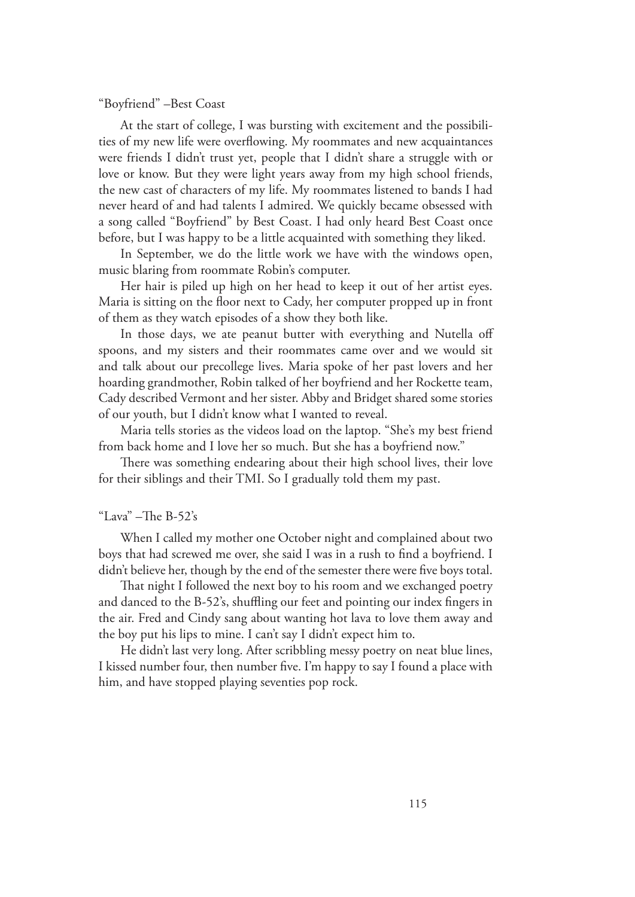"Boyfriend" –Best Coast

At the start of college, I was bursting with excitement and the possibilities of my new life were overflowing. My roommates and new acquaintances were friends I didn't trust yet, people that I didn't share a struggle with or love or know. But they were light years away from my high school friends, the new cast of characters of my life. My roommates listened to bands I had never heard of and had talents I admired. We quickly became obsessed with a song called "Boyfriend" by Best Coast. I had only heard Best Coast once before, but I was happy to be a little acquainted with something they liked.

In September, we do the little work we have with the windows open, music blaring from roommate Robin's computer.

Her hair is piled up high on her head to keep it out of her artist eyes. Maria is sitting on the floor next to Cady, her computer propped up in front of them as they watch episodes of a show they both like.

In those days, we ate peanut butter with everything and Nutella off spoons, and my sisters and their roommates came over and we would sit and talk about our precollege lives. Maria spoke of her past lovers and her hoarding grandmother, Robin talked of her boyfriend and her Rockette team, Cady described Vermont and her sister. Abby and Bridget shared some stories of our youth, but I didn't know what I wanted to reveal.

Maria tells stories as the videos load on the laptop. "She's my best friend from back home and I love her so much. But she has a boyfriend now."

There was something endearing about their high school lives, their love for their siblings and their TMI. So I gradually told them my past.

"Lava" –The B-52's

When I called my mother one October night and complained about two boys that had screwed me over, she said I was in a rush to find a boyfriend. I didn't believe her, though by the end of the semester there were five boys total.

That night I followed the next boy to his room and we exchanged poetry and danced to the B-52's, shuffling our feet and pointing our index fingers in the air. Fred and Cindy sang about wanting hot lava to love them away and the boy put his lips to mine. I can't say I didn't expect him to.

He didn't last very long. After scribbling messy poetry on neat blue lines, I kissed number four, then number five. I'm happy to say I found a place with him, and have stopped playing seventies pop rock.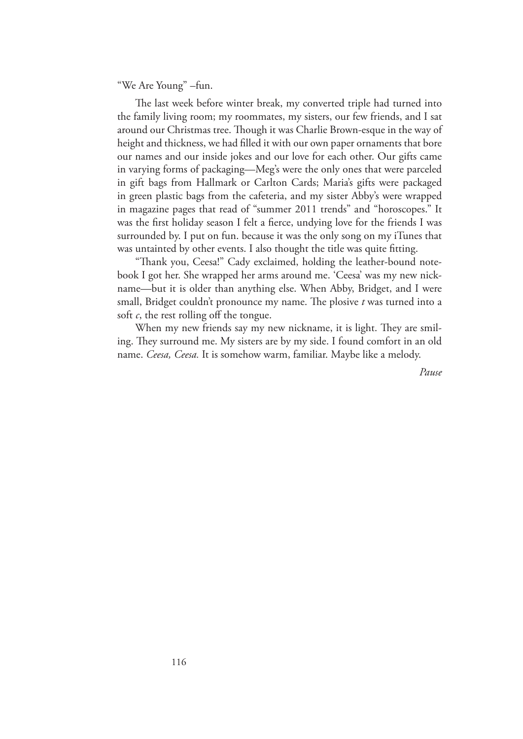"We Are Young" –fun.

The last week before winter break, my converted triple had turned into the family living room; my roommates, my sisters, our few friends, and I sat around our Christmas tree. Though it was Charlie Brown-esque in the way of height and thickness, we had filled it with our own paper ornaments that bore our names and our inside jokes and our love for each other. Our gifts came in varying forms of packaging—Meg's were the only ones that were parceled in gift bags from Hallmark or Carlton Cards; Maria's gifts were packaged in green plastic bags from the cafeteria, and my sister Abby's were wrapped in magazine pages that read of "summer 2011 trends" and "horoscopes." It was the first holiday season I felt a fierce, undying love for the friends I was surrounded by. I put on fun. because it was the only song on my iTunes that was untainted by other events. I also thought the title was quite fitting.

"Thank you, Ceesa!" Cady exclaimed, holding the leather-bound notebook I got her. She wrapped her arms around me. 'Ceesa' was my new nickname—but it is older than anything else. When Abby, Bridget, and I were small, Bridget couldn't pronounce my name. The plosive *t* was turned into a soft *c*, the rest rolling off the tongue.

When my new friends say my new nickname, it is light. They are smiling. They surround me. My sisters are by my side. I found comfort in an old name. *Ceesa, Ceesa.* It is somehow warm, familiar. Maybe like a melody.

*Pause*